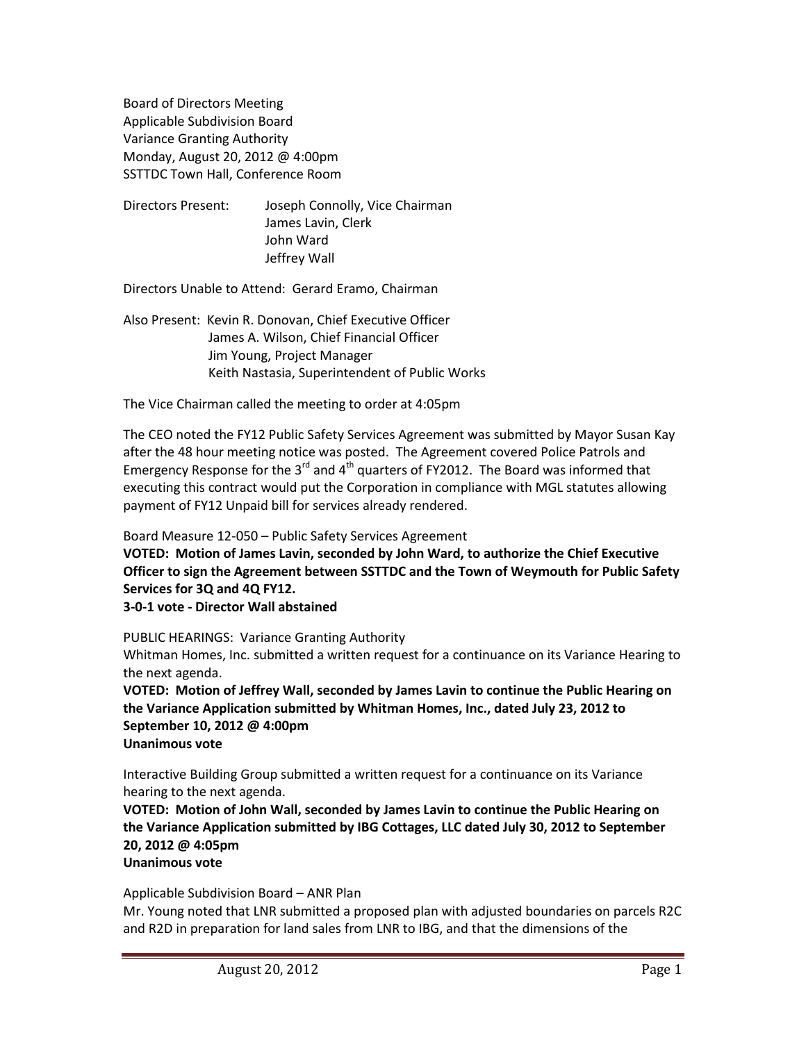Board of Directors Meeting
Applicable Subdivision Board
Variance Granting Authority
Monday, August 20, 2012 @ 4:00pm
SSTTDC Town Hall, Conference Room

Directors Present: Joseph Connolly, Vice Chairman
James Lavin, Clerk
John Ward
Jeffrey Wall

Directors Unable to Attend: Gerard Eramo, Chairman

Also Present: Kevin R. Donovan, Chief Executive Officer
James A. Wilson, Chief Financial Officer
Jim Young, Project Manager
Keith Nastasia, Superintendent of Public Works

The Vice Chairman called the meeting to order at 4:05pm

The CEO noted the FY12 Public Safety Services Agreement was submitted by Mayor Susan Kay after the 48 hour meeting notice was posted. The Agreement covered Police Patrols and Emergency Response for the 3rd and 4th quarters of FY2012. The Board was informed that executing this contract would put the Corporation in compliance with MGL statutes allowing payment of FY12 Unpaid bill for services already rendered.

Board Measure 12-050 – Public Safety Services Agreement

**VOTED: Motion of James Lavin, seconded by John Ward, to authorize the Chief Executive Officer to sign the Agreement between SSTTDC and the Town of Weymouth for Public Safety Services for 3Q and 4Q FY12.**
**3-0-1 vote - Director Wall abstained**

PUBLIC HEARINGS: Variance Granting Authority

Whitman Homes, Inc. submitted a written request for a continuance on its Variance Hearing to the next agenda.

**VOTED: Motion of Jeffrey Wall, seconded by James Lavin to continue the Public Hearing on the Variance Application submitted by Whitman Homes, Inc., dated July 23, 2012 to September 10, 2012 @ 4:00pm**
**Unanimous vote**

Interactive Building Group submitted a written request for a continuance on its Variance hearing to the next agenda.

**VOTED: Motion of John Wall, seconded by James Lavin to continue the Public Hearing on the Variance Application submitted by IBG Cottages, LLC dated July 30, 2012 to September 20, 2012 @ 4:05pm**
**Unanimous vote**

Applicable Subdivision Board – ANR Plan

Mr. Young noted that LNR submitted a proposed plan with adjusted boundaries on parcels R2C and R2D in preparation for land sales from LNR to IBG, and that the dimensions of the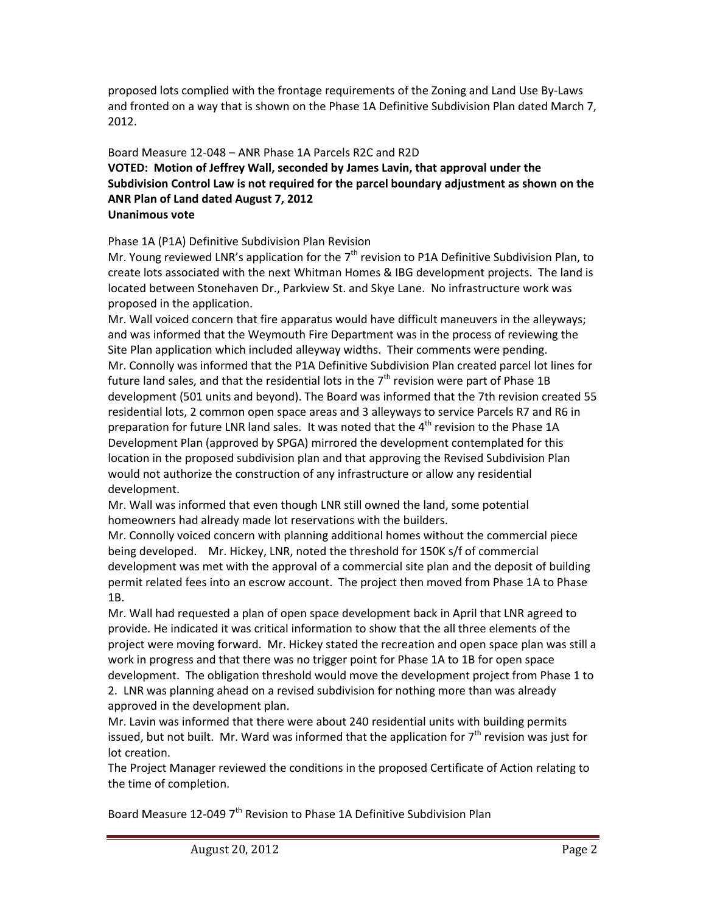proposed lots complied with the frontage requirements of the Zoning and Land Use By-Laws and fronted on a way that is shown on the Phase 1A Definitive Subdivision Plan dated March 7, 2012.

Board Measure 12-048 – ANR Phase 1A Parcels R2C and R2D

**VOTED: Motion of Jeffrey Wall, seconded by James Lavin, that approval under the Subdivision Control Law is not required for the parcel boundary adjustment as shown on the ANR Plan of Land dated August 7, 2012**
**Unanimous vote**

Phase 1A (P1A) Definitive Subdivision Plan Revision

Mr. Young reviewed LNR's application for the 7th revision to P1A Definitive Subdivision Plan, to create lots associated with the next Whitman Homes & IBG development projects. The land is located between Stonehaven Dr., Parkview St. and Skye Lane. No infrastructure work was proposed in the application.

Mr. Wall voiced concern that fire apparatus would have difficult maneuvers in the alleyways; and was informed that the Weymouth Fire Department was in the process of reviewing the Site Plan application which included alleyway widths. Their comments were pending.

Mr. Connolly was informed that the P1A Definitive Subdivision Plan created parcel lot lines for future land sales, and that the residential lots in the 7th revision were part of Phase 1B development (501 units and beyond). The Board was informed that the 7th revision created 55 residential lots, 2 common open space areas and 3 alleyways to service Parcels R7 and R6 in preparation for future LNR land sales. It was noted that the 4th revision to the Phase 1A Development Plan (approved by SPGA) mirrored the development contemplated for this location in the proposed subdivision plan and that approving the Revised Subdivision Plan would not authorize the construction of any infrastructure or allow any residential development.

Mr. Wall was informed that even though LNR still owned the land, some potential homeowners had already made lot reservations with the builders.

Mr. Connolly voiced concern with planning additional homes without the commercial piece being developed. Mr. Hickey, LNR, noted the threshold for 150K s/f of commercial development was met with the approval of a commercial site plan and the deposit of building permit related fees into an escrow account. The project then moved from Phase 1A to Phase 1B.

Mr. Wall had requested a plan of open space development back in April that LNR agreed to provide. He indicated it was critical information to show that the all three elements of the project were moving forward. Mr. Hickey stated the recreation and open space plan was still a work in progress and that there was no trigger point for Phase 1A to 1B for open space development. The obligation threshold would move the development project from Phase 1 to 2. LNR was planning ahead on a revised subdivision for nothing more than was already approved in the development plan.

Mr. Lavin was informed that there were about 240 residential units with building permits issued, but not built. Mr. Ward was informed that the application for 7th revision was just for lot creation.

The Project Manager reviewed the conditions in the proposed Certificate of Action relating to the time of completion.

Board Measure 12-049 7th Revision to Phase 1A Definitive Subdivision Plan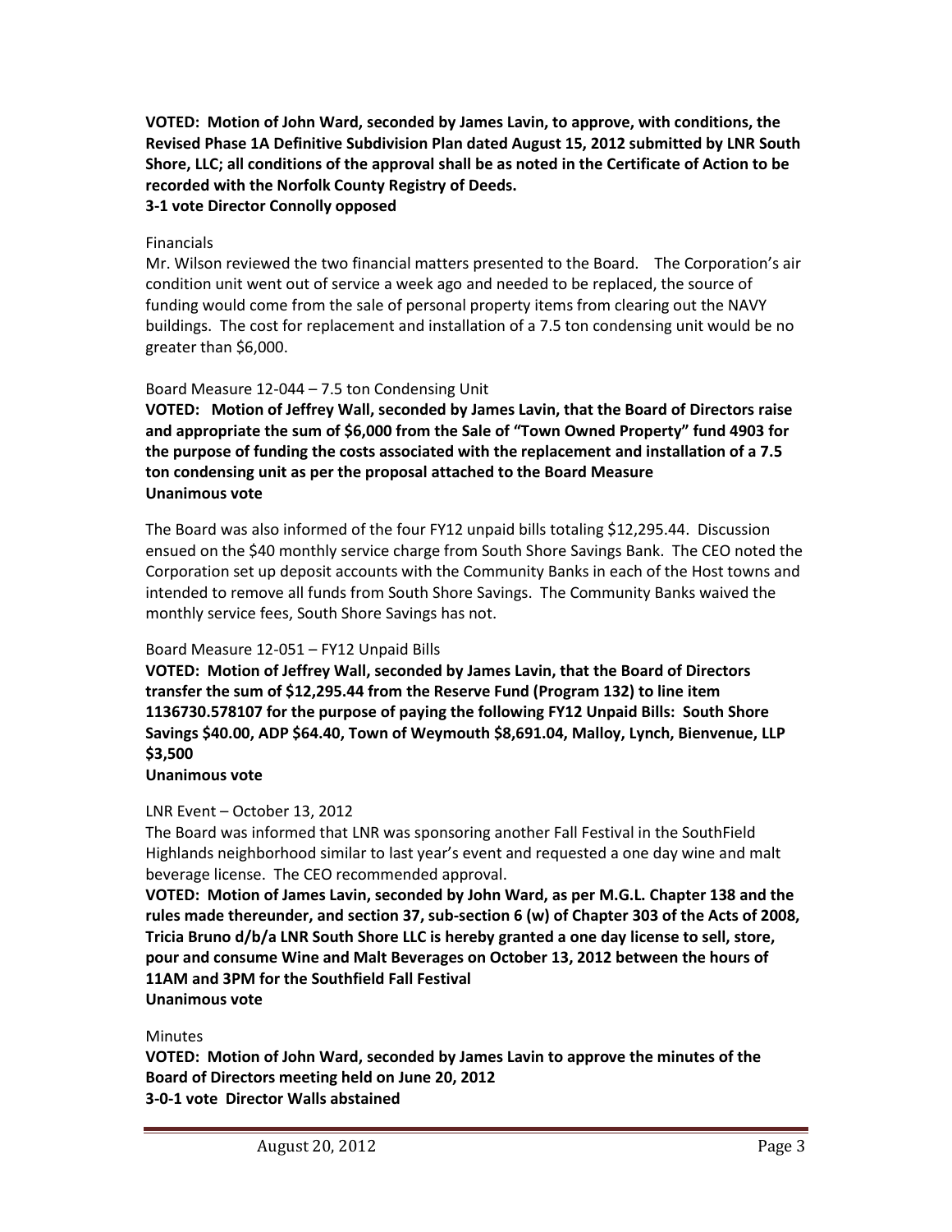**VOTED: Motion of John Ward, seconded by James Lavin, to approve, with conditions, the Revised Phase 1A Definitive Subdivision Plan dated August 15, 2012 submitted by LNR South Shore, LLC; all conditions of the approval shall be as noted in the Certificate of Action to be recorded with the Norfolk County Registry of Deeds.**
**3-1 vote Director Connolly opposed**

Financials

Mr. Wilson reviewed the two financial matters presented to the Board. The Corporation's air condition unit went out of service a week ago and needed to be replaced, the source of funding would come from the sale of personal property items from clearing out the NAVY buildings. The cost for replacement and installation of a 7.5 ton condensing unit would be no greater than $6,000.

Board Measure 12-044 – 7.5 ton Condensing Unit

**VOTED: Motion of Jeffrey Wall, seconded by James Lavin, that the Board of Directors raise and appropriate the sum of $6,000 from the Sale of "Town Owned Property" fund 4903 for the purpose of funding the costs associated with the replacement and installation of a 7.5 ton condensing unit as per the proposal attached to the Board Measure**
**Unanimous vote**

The Board was also informed of the four FY12 unpaid bills totaling $12,295.44. Discussion ensued on the $40 monthly service charge from South Shore Savings Bank. The CEO noted the Corporation set up deposit accounts with the Community Banks in each of the Host towns and intended to remove all funds from South Shore Savings. The Community Banks waived the monthly service fees, South Shore Savings has not.

Board Measure 12-051 – FY12 Unpaid Bills

**VOTED: Motion of Jeffrey Wall, seconded by James Lavin, that the Board of Directors transfer the sum of $12,295.44 from the Reserve Fund (Program 132) to line item 1136730.578107 for the purpose of paying the following FY12 Unpaid Bills: South Shore Savings $40.00, ADP $64.40, Town of Weymouth $8,691.04, Malloy, Lynch, Bienvenue, LLP $3,500**
**Unanimous vote**

LNR Event – October 13, 2012

The Board was informed that LNR was sponsoring another Fall Festival in the SouthField Highlands neighborhood similar to last year's event and requested a one day wine and malt beverage license. The CEO recommended approval.

**VOTED: Motion of James Lavin, seconded by John Ward, as per M.G.L. Chapter 138 and the rules made thereunder, and section 37, sub-section 6 (w) of Chapter 303 of the Acts of 2008, Tricia Bruno d/b/a LNR South Shore LLC is hereby granted a one day license to sell, store, pour and consume Wine and Malt Beverages on October 13, 2012 between the hours of 11AM and 3PM for the Southfield Fall Festival**
**Unanimous vote**

Minutes

**VOTED: Motion of John Ward, seconded by James Lavin to approve the minutes of the Board of Directors meeting held on June 20, 2012**
**3-0-1 vote Director Walls abstained**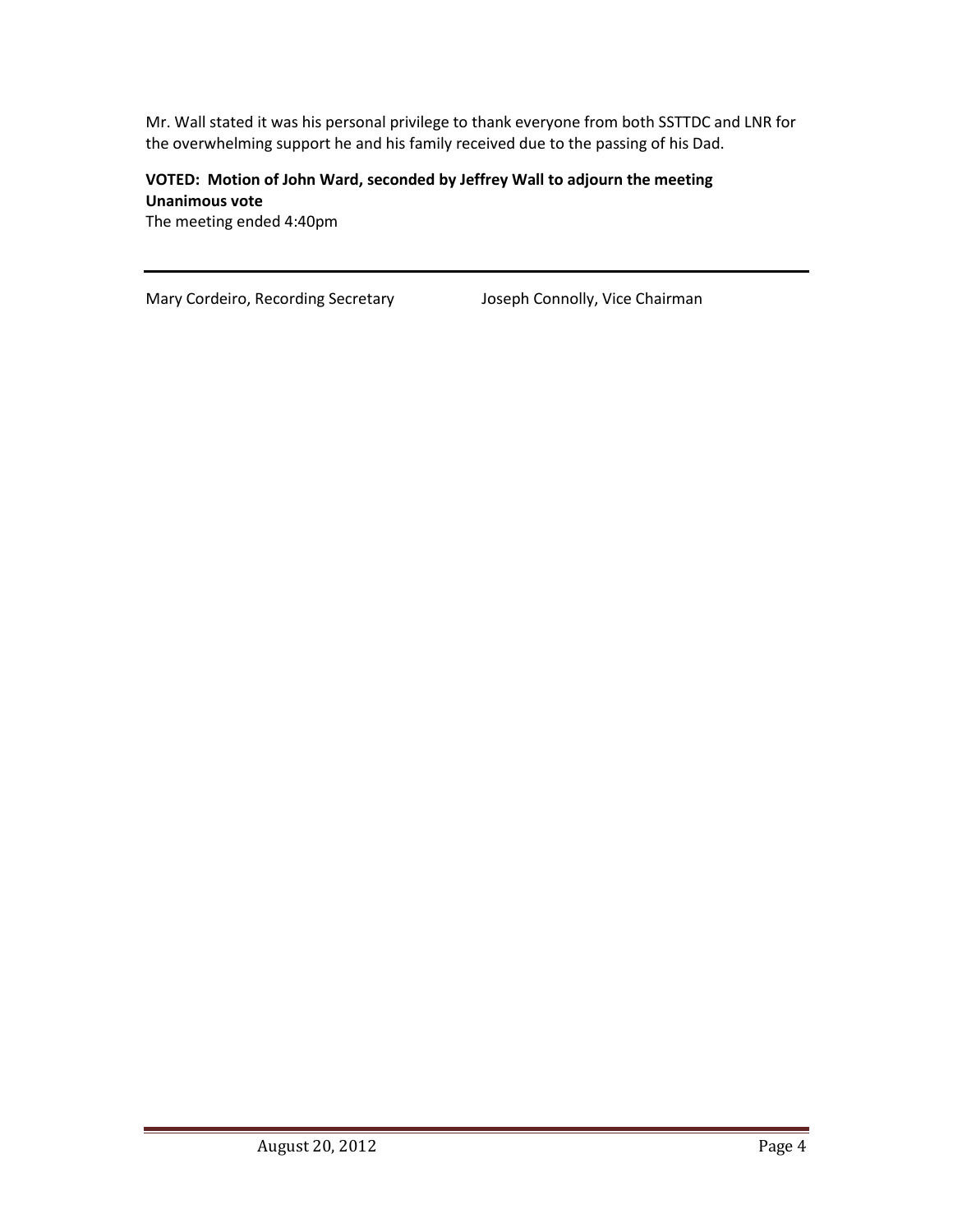Mr. Wall stated it was his personal privilege to thank everyone from both SSTTDC and LNR for the overwhelming support he and his family received due to the passing of his Dad.

**VOTED: Motion of John Ward, seconded by Jeffrey Wall to adjourn the meeting**
**Unanimous vote**
The meeting ended 4:40pm

---

Mary Cordeiro, Recording Secretary　　　　Joseph Connolly, Vice Chairman